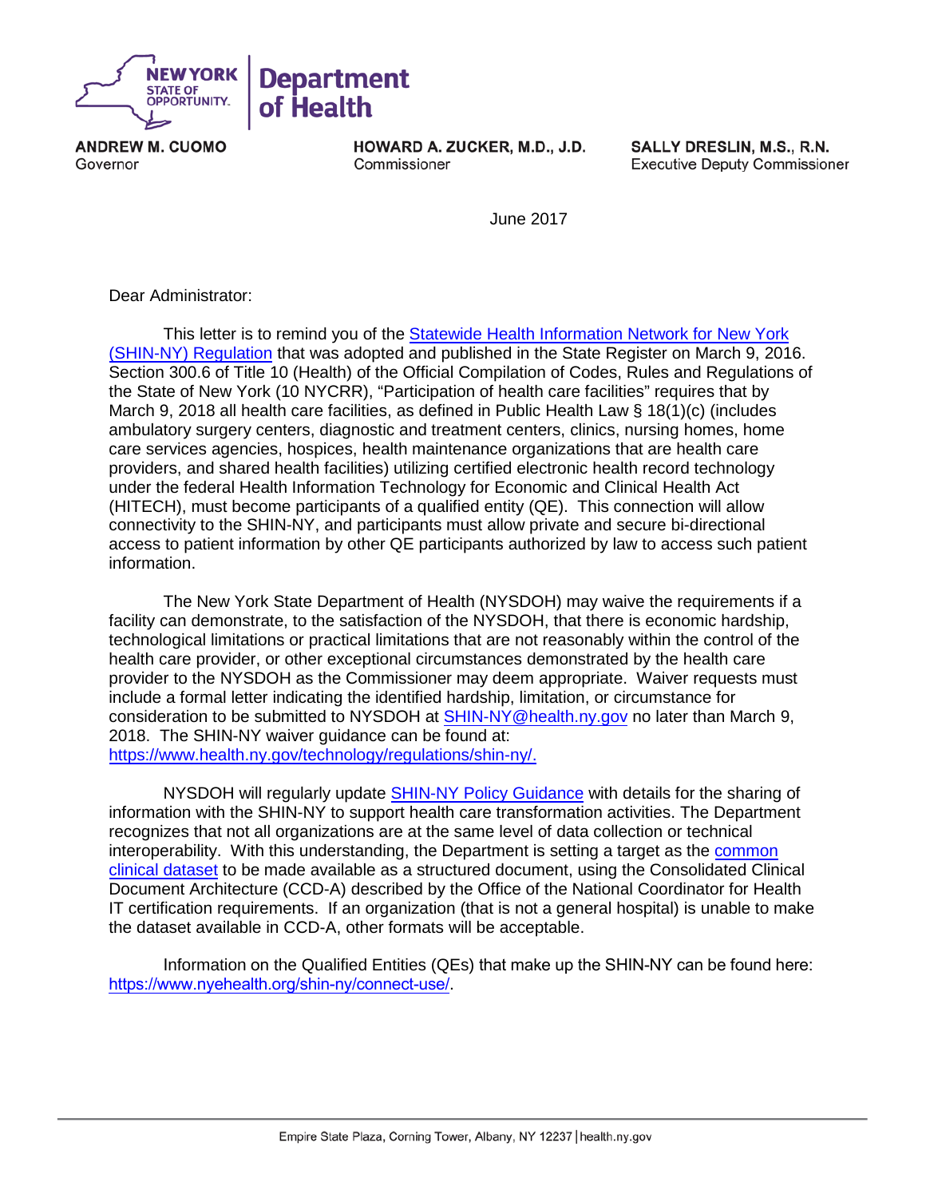**NEW YORK STATE OF OPPORTUNITY** | **Department of Health**

**ANDREW M. CUOMO**
Governor

**HOWARD A. ZUCKER, M.D., J.D.**
Commissioner

**SALLY DRESLIN, M.S., R.N.**
Executive Deputy Commissioner

June 2017

Dear Administrator:

This letter is to remind you of the [Statewide Health Information Network for New York (SHIN-NY) Regulation]() that was adopted and published in the State Register on March 9, 2016. Section 300.6 of Title 10 (Health) of the Official Compilation of Codes, Rules and Regulations of the State of New York (10 NYCRR), "Participation of health care facilities" requires that by March 9, 2018 all health care facilities, as defined in Public Health Law § 18(1)(c) (includes ambulatory surgery centers, diagnostic and treatment centers, clinics, nursing homes, home care services agencies, hospices, health maintenance organizations that are health care providers, and shared health facilities) utilizing certified electronic health record technology under the federal Health Information Technology for Economic and Clinical Health Act (HITECH), must become participants of a qualified entity (QE). This connection will allow connectivity to the SHIN-NY, and participants must allow private and secure bi-directional access to patient information by other QE participants authorized by law to access such patient information.

The New York State Department of Health (NYSDOH) may waive the requirements if a facility can demonstrate, to the satisfaction of the NYSDOH, that there is economic hardship, technological limitations or practical limitations that are not reasonably within the control of the health care provider, or other exceptional circumstances demonstrated by the health care provider to the NYSDOH as the Commissioner may deem appropriate. Waiver requests must include a formal letter indicating the identified hardship, limitation, or circumstance for consideration to be submitted to NYSDOH at SHIN-NY@health.ny.gov no later than March 9, 2018. The SHIN-NY waiver guidance can be found at: https://www.health.ny.gov/technology/regulations/shin-ny/.

NYSDOH will regularly update [SHIN-NY Policy Guidance]() with details for the sharing of information with the SHIN-NY to support health care transformation activities. The Department recognizes that not all organizations are at the same level of data collection or technical interoperability. With this understanding, the Department is setting a target as the [common clinical dataset]() to be made available as a structured document, using the Consolidated Clinical Document Architecture (CCD-A) described by the Office of the National Coordinator for Health IT certification requirements. If an organization (that is not a general hospital) is unable to make the dataset available in CCD-A, other formats will be acceptable.

Information on the Qualified Entities (QEs) that make up the SHIN-NY can be found here: https://www.nyehealth.org/shin-ny/connect-use/.

Empire State Plaza, Corning Tower, Albany, NY 12237 | health.ny.gov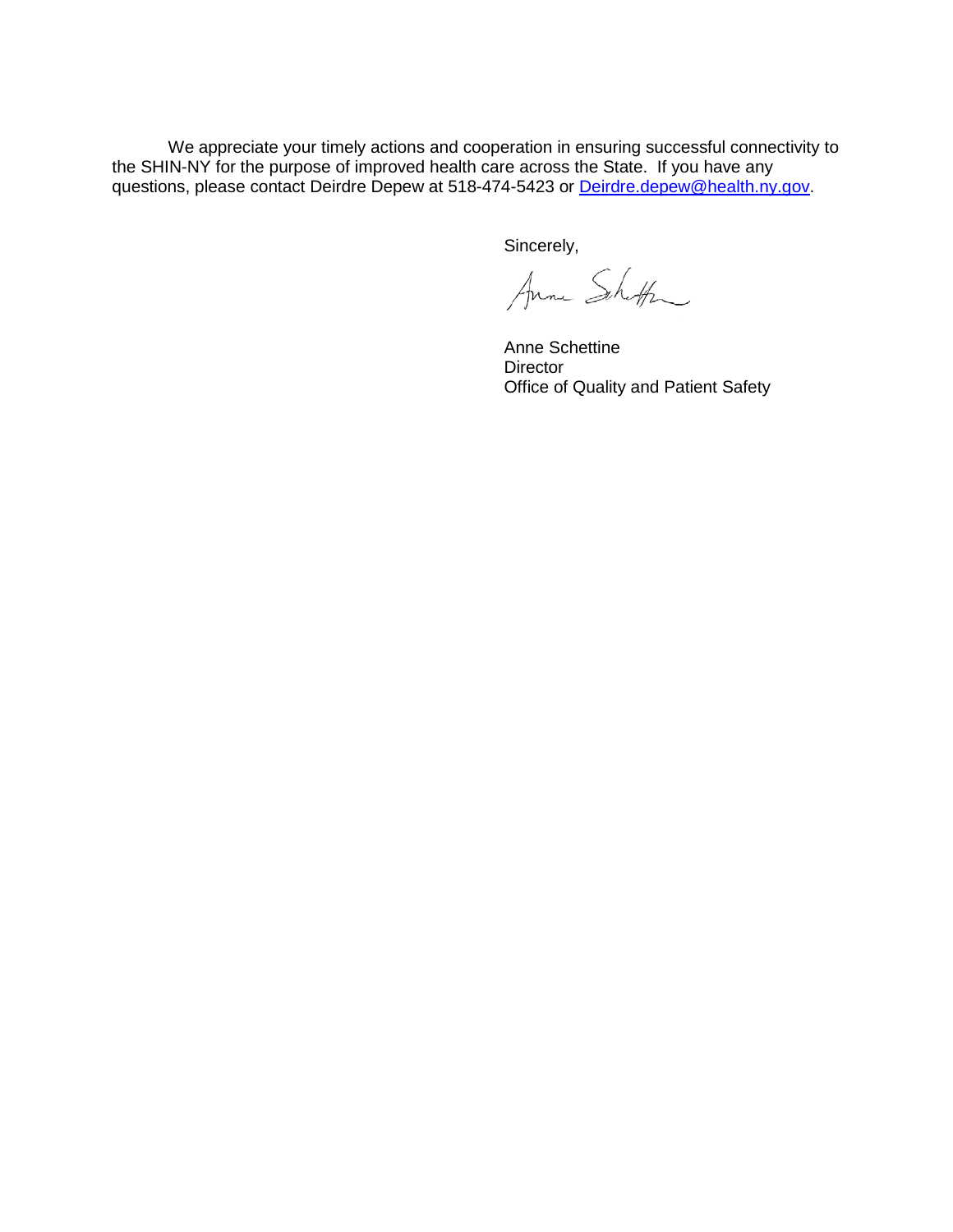We appreciate your timely actions and cooperation in ensuring successful connectivity to the SHIN-NY for the purpose of improved health care across the State. If you have any questions, please contact Deirdre Depew at 518-474-5423 or [Deirdre.depew@health.ny.gov](mailto:Deirdre.depew@health.ny.gov).

Sincerely,

Anne Schettine
Director
Office of Quality and Patient Safety